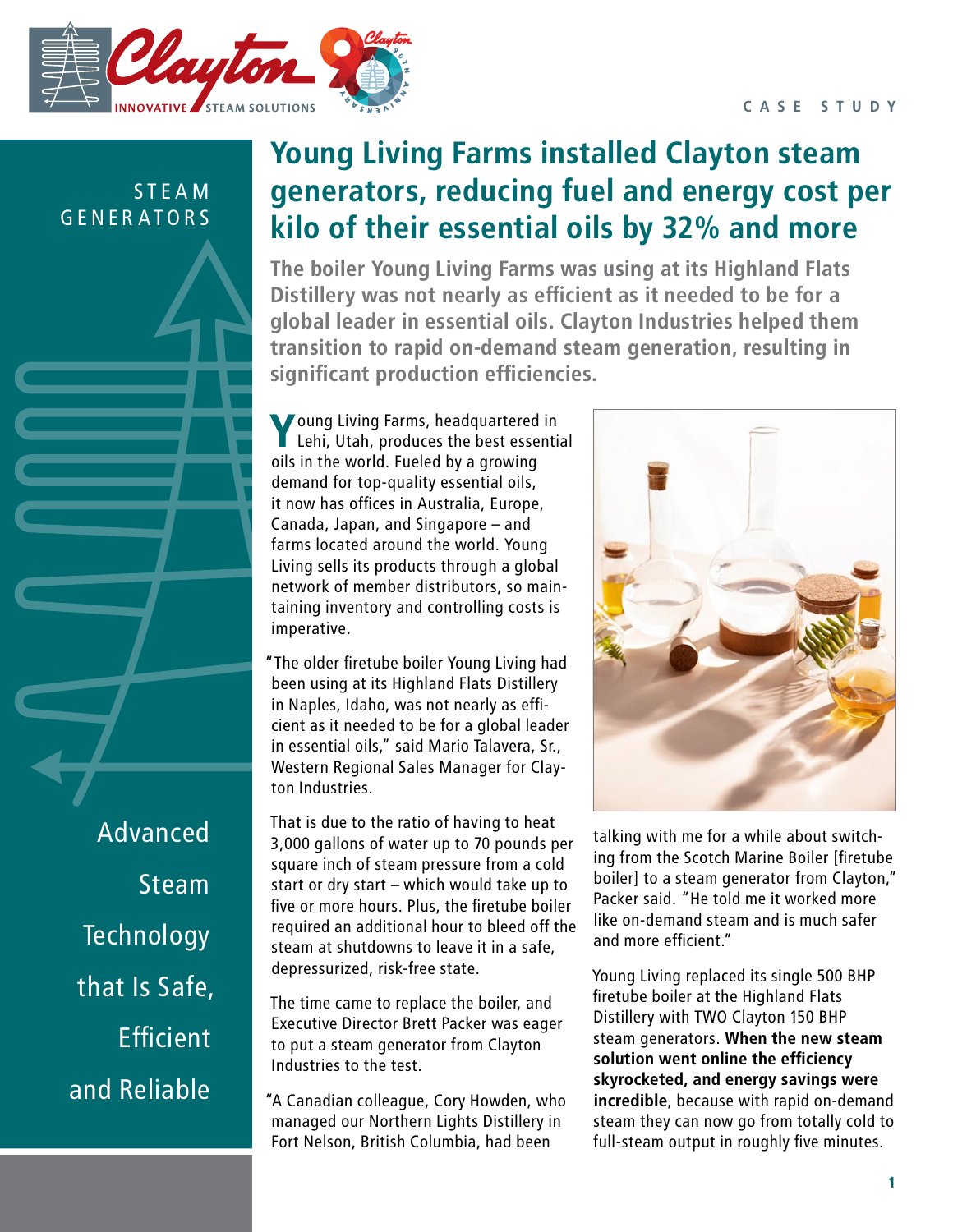CASE STUDY

STEAM GENERATORS

Advanced Steam Technology that Is Safe, Efficient and Reliable

# Young Living Farms installed Clayton steam generators, reducing fuel and energy cost per kilo of their essential oils by 32% and more

**The boiler Young Living Farms was using at its Highland Flats Distillery was not nearly as efficient as it needed to be for a global leader in essential oils. Clayton Industries helped them transition to rapid on-demand steam generation, resulting in significant production efficiencies.**

Young Living Farms, headquartered in Lehi, Utah, produces the best essential oils in the world. Fueled by a growing demand for top-quality essential oils, it now has offices in Australia, Europe, Canada, Japan, and Singapore – and farms located around the world. Young Living sells its products through a global network of member distributors, so maintaining inventory and controlling costs is imperative.

"The older firetube boiler Young Living had been using at its Highland Flats Distillery in Naples, Idaho, was not nearly as efficient as it needed to be for a global leader in essential oils," said Mario Talavera, Sr., Western Regional Sales Manager for Clayton Industries.

That is due to the ratio of having to heat 3,000 gallons of water up to 70 pounds per square inch of steam pressure from a cold start or dry start – which would take up to five or more hours. Plus, the firetube boiler required an additional hour to bleed off the steam at shutdowns to leave it in a safe, depressurized, risk-free state.

The time came to replace the boiler, and Executive Director Brett Packer was eager to put a steam generator from Clayton Industries to the test.

"A Canadian colleague, Cory Howden, who managed our Northern Lights Distillery in Fort Nelson, British Columbia, had been talking with me for a while about switching from the Scotch Marine Boiler [firetube boiler] to a steam generator from Clayton," Packer said. "He told me it worked more like on-demand steam and is much safer and more efficient."

Young Living replaced its single 500 BHP firetube boiler at the Highland Flats Distillery with TWO Clayton 150 BHP steam generators. **When the new steam solution went online the efficiency skyrocketed, and energy savings were incredible**, because with rapid on-demand steam they can now go from totally cold to full-steam output in roughly five minutes.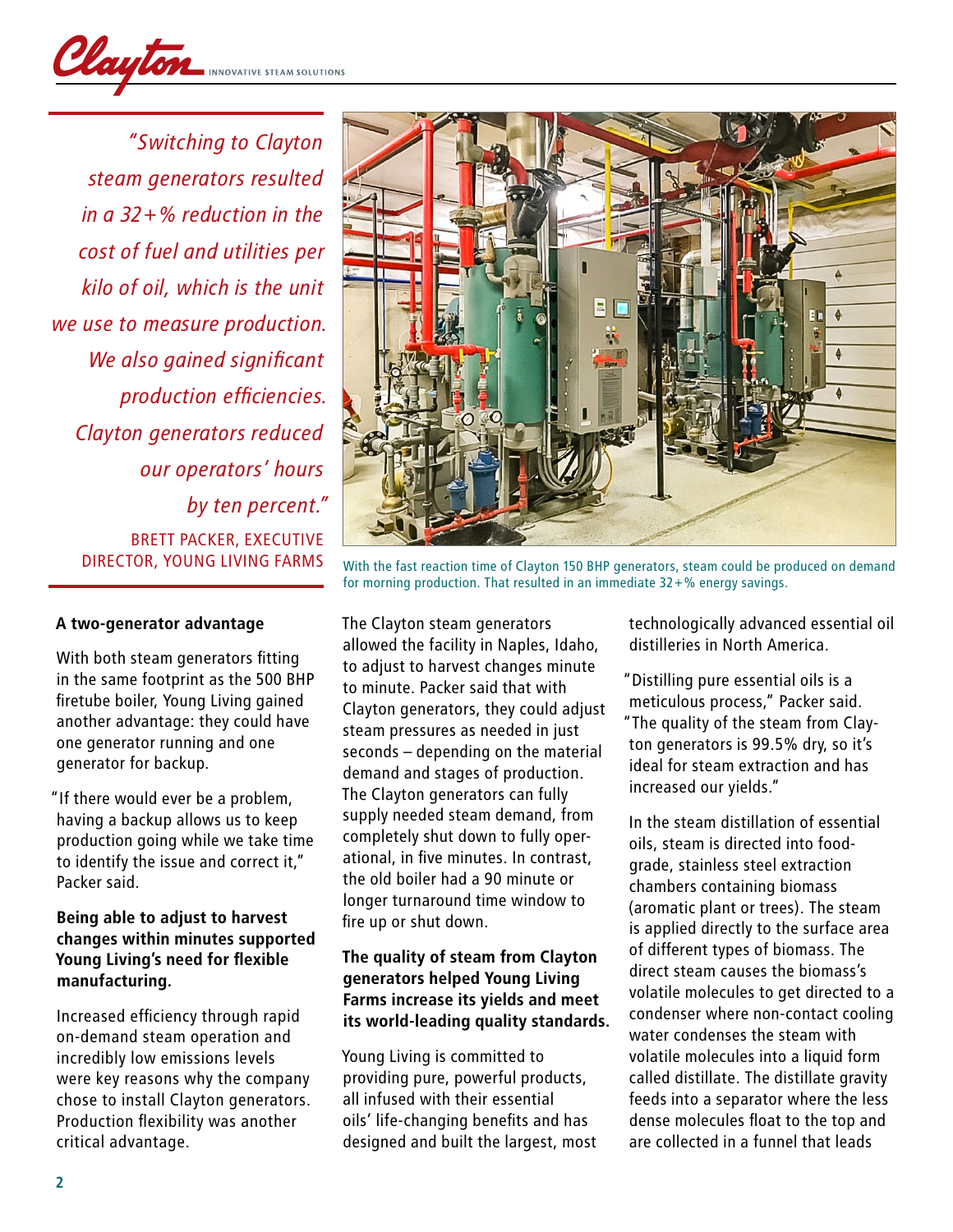*"Switching to Clayton steam generators resulted in a 32+% reduction in the cost of fuel and utilities per kilo of oil, which is the unit we use to measure production. We also gained significant production efficiencies. Clayton generators reduced our operators' hours by ten percent."*

BRETT PACKER, EXECUTIVE DIRECTOR, YOUNG LIVING FARMS

With the fast reaction time of Clayton 150 BHP generators, steam could be produced on demand for morning production. That resulted in an immediate 32+% energy savings.

**A two-generator advantage**

With both steam generators fitting in the same footprint as the 500 BHP firetube boiler, Young Living gained another advantage: they could have one generator running and one generator for backup.

"If there would ever be a problem, having a backup allows us to keep production going while we take time to identify the issue and correct it," Packer said.

**Being able to adjust to harvest changes within minutes supported Young Living's need for flexible manufacturing.**

Increased efficiency through rapid on-demand steam operation and incredibly low emissions levels were key reasons why the company chose to install Clayton generators. Production flexibility was another critical advantage.

The Clayton steam generators allowed the facility in Naples, Idaho, to adjust to harvest changes minute to minute. Packer said that with Clayton generators, they could adjust steam pressures as needed in just seconds – depending on the material demand and stages of production. The Clayton generators can fully supply needed steam demand, from completely shut down to fully operational, in five minutes. In contrast, the old boiler had a 90 minute or longer turnaround time window to fire up or shut down.

**The quality of steam from Clayton generators helped Young Living Farms increase its yields and meet its world-leading quality standards.**

Young Living is committed to providing pure, powerful products, all infused with their essential oils' life-changing benefits and has designed and built the largest, most technologically advanced essential oil distilleries in North America.

"Distilling pure essential oils is a meticulous process," Packer said. "The quality of the steam from Clayton generators is 99.5% dry, so it's ideal for steam extraction and has increased our yields."

In the steam distillation of essential oils, steam is directed into food-grade, stainless steel extraction chambers containing biomass (aromatic plant or trees). The steam is applied directly to the surface area of different types of biomass. The direct steam causes the biomass's volatile molecules to get directed to a condenser where non-contact cooling water condenses the steam with volatile molecules into a liquid form called distillate. The distillate gravity feeds into a separator where the less dense molecules float to the top and are collected in a funnel that leads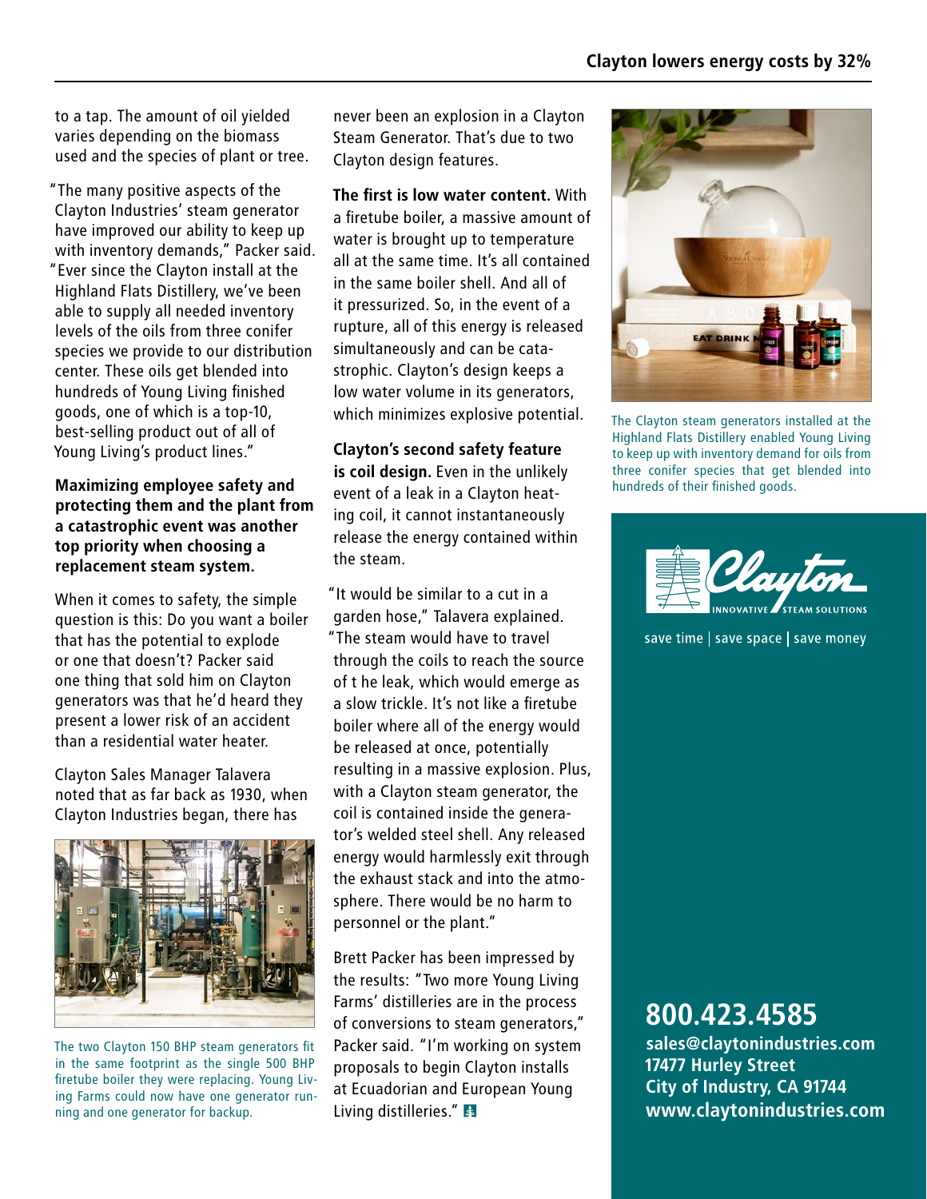to a tap. The amount of oil yielded varies depending on the biomass used and the species of plant or tree.

"The many positive aspects of the Clayton Industries' steam generator have improved our ability to keep up with inventory demands," Packer said. "Ever since the Clayton install at the Highland Flats Distillery, we've been able to supply all needed inventory levels of the oils from three conifer species we provide to our distribution center. These oils get blended into hundreds of Young Living finished goods, one of which is a top-10, best-selling product out of all of Young Living's product lines."

**Maximizing employee safety and protecting them and the plant from a catastrophic event was another top priority when choosing a replacement steam system.**

When it comes to safety, the simple question is this: Do you want a boiler that has the potential to explode or one that doesn't? Packer said one thing that sold him on Clayton generators was that he'd heard they present a lower risk of an accident than a residential water heater.

Clayton Sales Manager Talavera noted that as far back as 1930, when Clayton Industries began, there has never been an explosion in a Clayton Steam Generator. That's due to two Clayton design features.

The two Clayton 150 BHP steam generators fit in the same footprint as the single 500 BHP firetube boiler they were replacing. Young Living Farms could now have one generator running and one generator for backup.

**The first is low water content.** With a firetube boiler, a massive amount of water is brought up to temperature all at the same time. It's all contained in the same boiler shell. And all of it pressurized. So, in the event of a rupture, all of this energy is released simultaneously and can be catastrophic. Clayton's design keeps a low water volume in its generators, which minimizes explosive potential.

**Clayton's second safety feature is coil design.** Even in the unlikely event of a leak in a Clayton heating coil, it cannot instantaneously release the energy contained within the steam.

"It would be similar to a cut in a garden hose," Talavera explained. "The steam would have to travel through the coils to reach the source of t he leak, which would emerge as a slow trickle. It's not like a firetube boiler where all of the energy would be released at once, potentially resulting in a massive explosion. Plus, with a Clayton steam generator, the coil is contained inside the generator's welded steel shell. Any released energy would harmlessly exit through the exhaust stack and into the atmosphere. There would be no harm to personnel or the plant."

Brett Packer has been impressed by the results: "Two more Young Living Farms' distilleries are in the process of conversions to steam generators," Packer said. "I'm working on system proposals to begin Clayton installs at Ecuadorian and European Young Living distilleries."

The Clayton steam generators installed at the Highland Flats Distillery enabled Young Living to keep up with inventory demand for oils from three conifer species that get blended into hundreds of their finished goods.

Clayton INNOVATIVE STEAM SOLUTIONS

save time | save space | save money

**800.423.4585**
**sales@claytonindustries.com**
**17477 Hurley Street**
**City of Industry, CA 91744**
**www.claytonindustries.com**